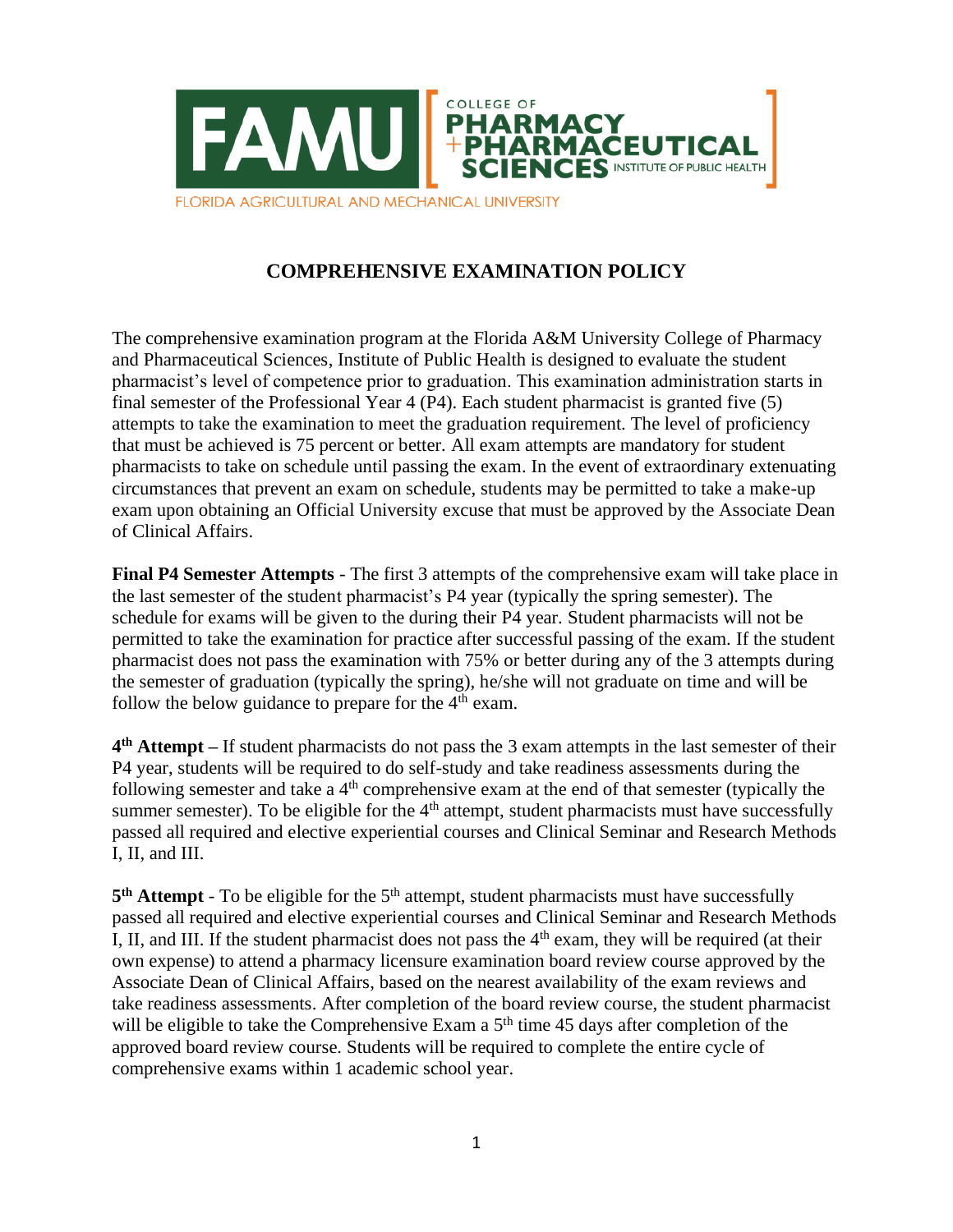FAMU COLLEGE OF PHARMACY + PHARMACEUTICAL SCIENCES INSTITUTE OF PUBLIC HEALTH

FLORIDA AGRICULTURAL AND MECHANICAL UNIVERSITY

# COMPREHENSIVE EXAMINATION POLICY

The comprehensive examination program at the Florida A&M University College of Pharmacy and Pharmaceutical Sciences, Institute of Public Health is designed to evaluate the student pharmacist's level of competence prior to graduation. This examination administration starts in final semester of the Professional Year 4 (P4). Each student pharmacist is granted five (5) attempts to take the examination to meet the graduation requirement. The level of proficiency that must be achieved is 75 percent or better. All exam attempts are mandatory for student pharmacists to take on schedule until passing the exam. In the event of extraordinary extenuating circumstances that prevent an exam on schedule, students may be permitted to take a make-up exam upon obtaining an Official University excuse that must be approved by the Associate Dean of Clinical Affairs.

**Final P4 Semester Attempts** - The first 3 attempts of the comprehensive exam will take place in the last semester of the student pharmacist's P4 year (typically the spring semester). The schedule for exams will be given to the during their P4 year. Student pharmacists will not be permitted to take the examination for practice after successful passing of the exam. If the student pharmacist does not pass the examination with 75% or better during any of the 3 attempts during the semester of graduation (typically the spring), he/she will not graduate on time and will be follow the below guidance to prepare for the 4th exam.

**4th Attempt** – If student pharmacists do not pass the 3 exam attempts in the last semester of their P4 year, students will be required to do self-study and take readiness assessments during the following semester and take a 4th comprehensive exam at the end of that semester (typically the summer semester). To be eligible for the 4th attempt, student pharmacists must have successfully passed all required and elective experiential courses and Clinical Seminar and Research Methods I, II, and III.

**5th Attempt** - To be eligible for the 5th attempt, student pharmacists must have successfully passed all required and elective experiential courses and Clinical Seminar and Research Methods I, II, and III. If the student pharmacist does not pass the 4th exam, they will be required (at their own expense) to attend a pharmacy licensure examination board review course approved by the Associate Dean of Clinical Affairs, based on the nearest availability of the exam reviews and take readiness assessments. After completion of the board review course, the student pharmacist will be eligible to take the Comprehensive Exam a 5th time 45 days after completion of the approved board review course. Students will be required to complete the entire cycle of comprehensive exams within 1 academic school year.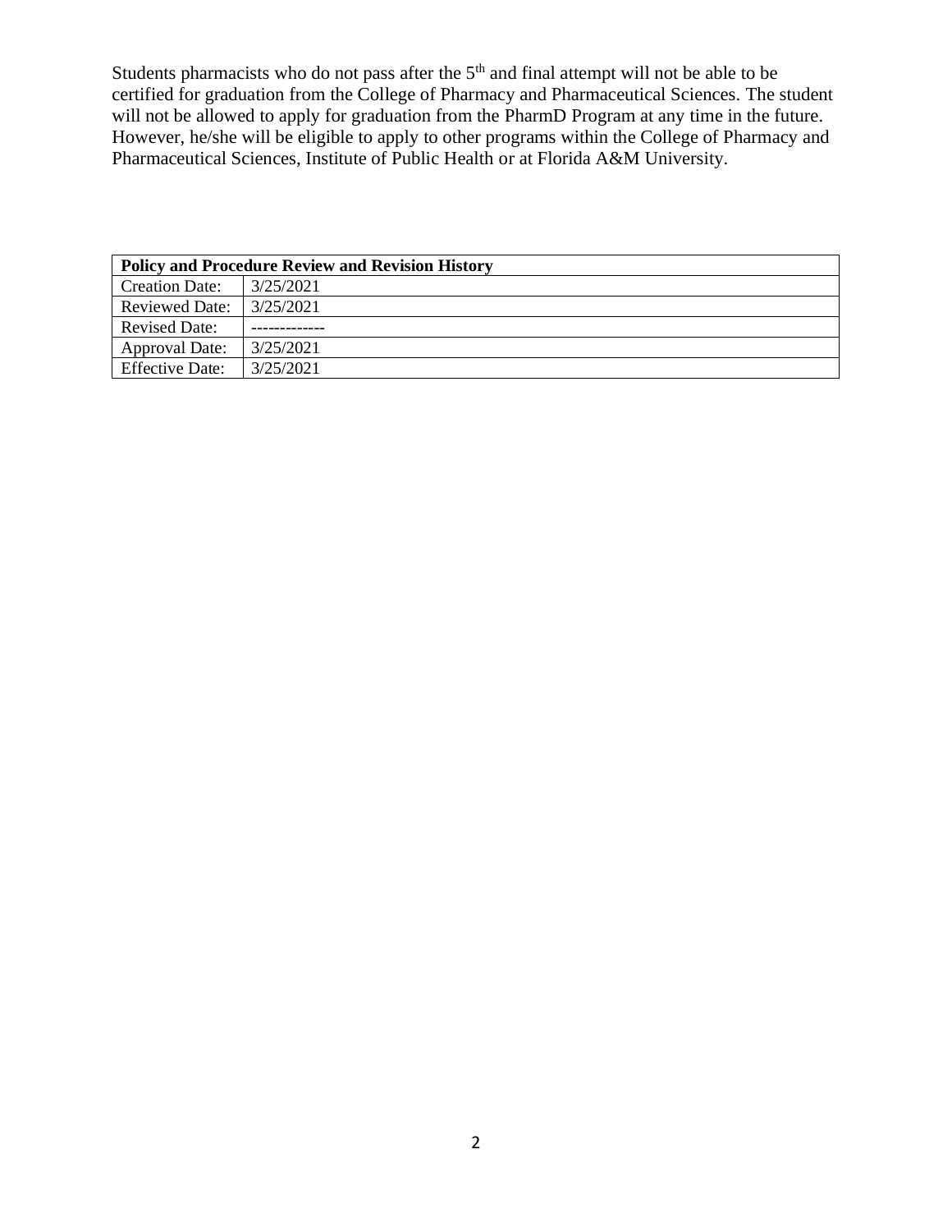Students pharmacists who do not pass after the 5th and final attempt will not be able to be certified for graduation from the College of Pharmacy and Pharmaceutical Sciences. The student will not be allowed to apply for graduation from the PharmD Program at any time in the future. However, he/she will be eligible to apply to other programs within the College of Pharmacy and Pharmaceutical Sciences, Institute of Public Health or at Florida A&M University.

| **Policy and Procedure Review and Revision History** | |
|---|---|
| Creation Date: | 3/25/2021 |
| Reviewed Date: | 3/25/2021 |
| Revised Date: | ------------- |
| Approval Date: | 3/25/2021 |
| Effective Date: | 3/25/2021 |